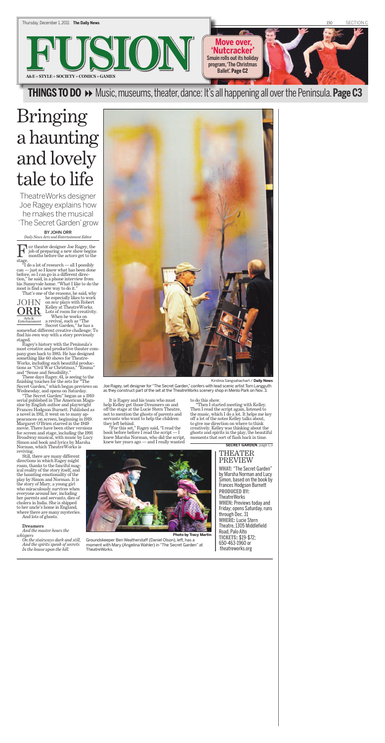#### BY JOHN ORR *Daily News Arts and Entertainment Editor*

For theater designer Joe Ragey, the<br>job of preparing a new show begins<br>months before the actors get to the job of preparing a new show begins job of preparing a new show begins<br>months before the actors get to the stage.

"I do a lot of research — all I possibly can — just so I know what has been done before, so I can go in a different direction," he said, in a phone interview from his Sunnyvale home. "What I like to do the most is find a new way to do it."

That's one of the reasons, he said, why he especially likes to work on *new* plays with Robert Kelley at TheatreWorks. Lots of room for creativity. When he works on a revival, such as "The

Secret Garden," he has a somewhat different creative challenge: To find his own way with a story previously staged.

Ragey's history with the Peninsula's most creative and productive theater company goes back to 1985. He has designed something like 60 shows for Theatre-Works, including such beautiful productions as "Civil War Christmas," "Emma" and "Sense and Sensibility."

These days Ragey, 61, is seeing to the finishing touches for the sets for "The Secret Garden," which began previews on Wednesday, and opens on Saturday.

"The Secret Garden" began as a 1910 serial published in The American Magazine by English author and playwright Frances Hodgson Burnett. Published as a novel in 1911, it went on to many appearances on screen, beginning in 1919. Margaret O'Brien starred in the 1949 movie. There have been other versions for screen and stage, including the 1991 Broadway musical, with music by Lucy Simon and book and lyrics by Marsha Norman, which TheatreWorks is reviving. Still, there are many different directions in which Ragey might roam, thanks to the fanciful magical reality of the story itself, and the haunting emotionality of the play by Simon and Norman. It is the story of Mary, a young girl who miraculously survives when everyone around her, including her parents and servants, dies of cholera in India. She is shipped to her uncle's home in England, where there are many mysteries. And lots of ghosts.

### **Dreamers**

*And the master hears the whispers*

*On the stairways dark and still, And the spirits speak of secrets In the house upon the hill.*

It is Ragey and his team who must help Kelley get those Dreamers on and off the stage at the Lucie Stern Theatre, not to mention the ghosts of parents and

servants who want to help the children they left behind.

"For this set," Ragey said, "I read the book before before I read the script — I knew Marsha Norman, who did the script, knew her years ago — and I really wanted

to do this show.

"Then I started meeting with Kelley. Then I read the script again, listened to the music, which I do a lot. It helps me key off a lot of the notes Kelley talks about, to give me direction on where to think creatively. Kelley was thinking about the ghosts and spirits in the play, the beautiful moments that sort of flash back in time.

Thursday, December 1, 2011 **The Daily News** 150 SECTION C



## THINGS TO DO  $\rightarrow$  Music, museums, theater, dance: It's all happening all over the Peninsula. Page C3

## THEATER PREVIEW

WHAT: "The Secret Garden" by Marsha Norman and Lucy Simon, based on the book by Frances Hodgson Burnett PRODUCED BY: **TheatreWorks** WHEN: Previews today and Friday; opens Saturday, runs through Dec. 31 WHERE: Lucie Stern Theatre, 1305 Middlefield Road, Palo Alto TICKETS: \$19-\$72; 650-463-1960 or theatreworks.org





# Bringing a haunting and lovely tale to life



Kirstina Sangsahachart / **Daily News**

Joe Ragey, set designer for"The Secret Garden," confers with lead scenic artist Tom Langguth as they construct part of the set at the TheatreWorks scenery shop in Menlo Park on Nov. 3.

TheatreWorks designer Joe Ragey explains how he makes the musical 'The Secret Garden'grow

**Photo by Tracy Martin**

Groundskeeper Ben Weatherstaff (Daniel Olson), left, has a moment with Mary (Angelina Wahler) in "The Secret Garden" at TheatreWorks.

**SECRET GARDEN**, page C3